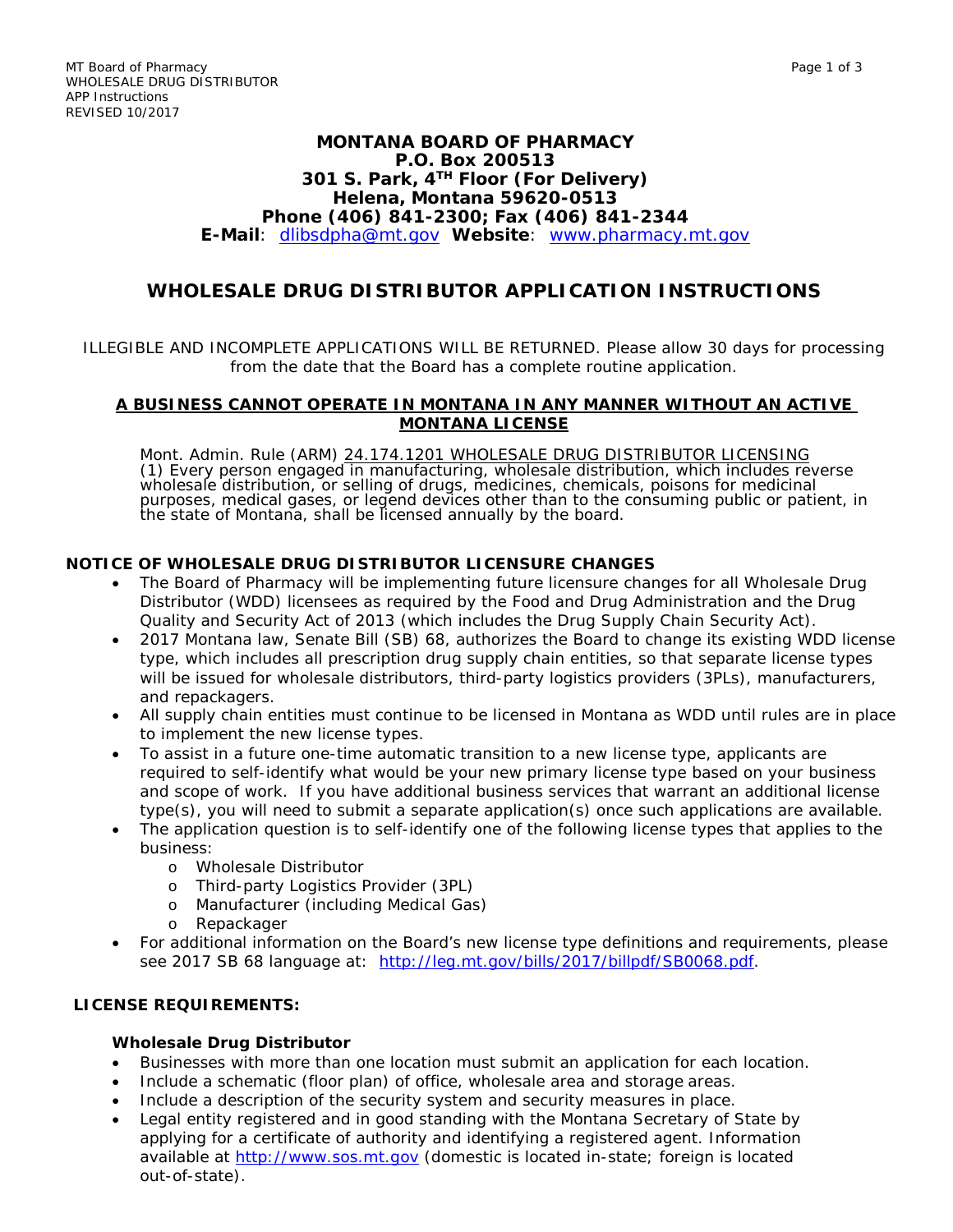**MONTANA BOARD OF PHARMACY**
**P.O. Box 200513**
**301 S. Park, 4TH Floor (For Delivery)**
**Helena, Montana 59620-0513**
**Phone (406) 841-2300; Fax (406) 841-2344**
**E-Mail**: dlibsdpha@mt.gov **Website**: www.pharmacy.mt.gov

# WHOLESALE DRUG DISTRIBUTOR APPLICATION INSTRUCTIONS

ILLEGIBLE AND INCOMPLETE APPLICATIONS WILL BE RETURNED. Please allow 30 days for processing from the date that the Board has a complete routine application.

**A BUSINESS CANNOT OPERATE IN MONTANA IN ANY MANNER WITHOUT AN ACTIVE MONTANA LICENSE**

Mont. Admin. Rule (ARM) 24.174.1201 WHOLESALE DRUG DISTRIBUTOR LICENSING
(1) Every person engaged in manufacturing, wholesale distribution, which includes reverse wholesale distribution, or selling of drugs, medicines, chemicals, poisons for medicinal purposes, medical gases, or legend devices other than to the consuming public or patient, in the state of Montana, shall be licensed annually by the board.

## NOTICE OF WHOLESALE DRUG DISTRIBUTOR LICENSURE CHANGES

- The Board of Pharmacy will be implementing future licensure changes for all Wholesale Drug Distributor (WDD) licensees as required by the Food and Drug Administration and the Drug Quality and Security Act of 2013 (which includes the Drug Supply Chain Security Act).
- 2017 Montana law, Senate Bill (SB) 68, authorizes the Board to change its existing WDD license type, which includes all prescription drug supply chain entities, so that separate license types will be issued for wholesale distributors, third-party logistics providers (3PLs), manufacturers, and repackagers.
- All supply chain entities must continue to be licensed in Montana as WDD until rules are in place to implement the new license types.
- To assist in a future one-time automatic transition to a new license type, applicants are required to self-identify what would be your new primary license type based on your business and scope of work. If you have additional business services that warrant an additional license type(s), you will need to submit a separate application(s) once such applications are available.
- The application question is to self-identify one of the following license types that applies to the business:
  - Wholesale Distributor
  - Third-party Logistics Provider (3PL)
  - Manufacturer (including Medical Gas)
  - Repackager
- For additional information on the Board's new license type definitions and requirements, please see 2017 SB 68 language at: http://leg.mt.gov/bills/2017/billpdf/SB0068.pdf.

## LICENSE REQUIREMENTS:

### Wholesale Drug Distributor

- Businesses with more than one location must submit an application for each location.
- Include a schematic (floor plan) of office, wholesale area and storage areas.
- Include a description of the security system and security measures in place.
- Legal entity registered and in good standing with the Montana Secretary of State by applying for a certificate of authority and identifying a registered agent. Information available at http://www.sos.mt.gov (domestic is located in-state; foreign is located out-of-state).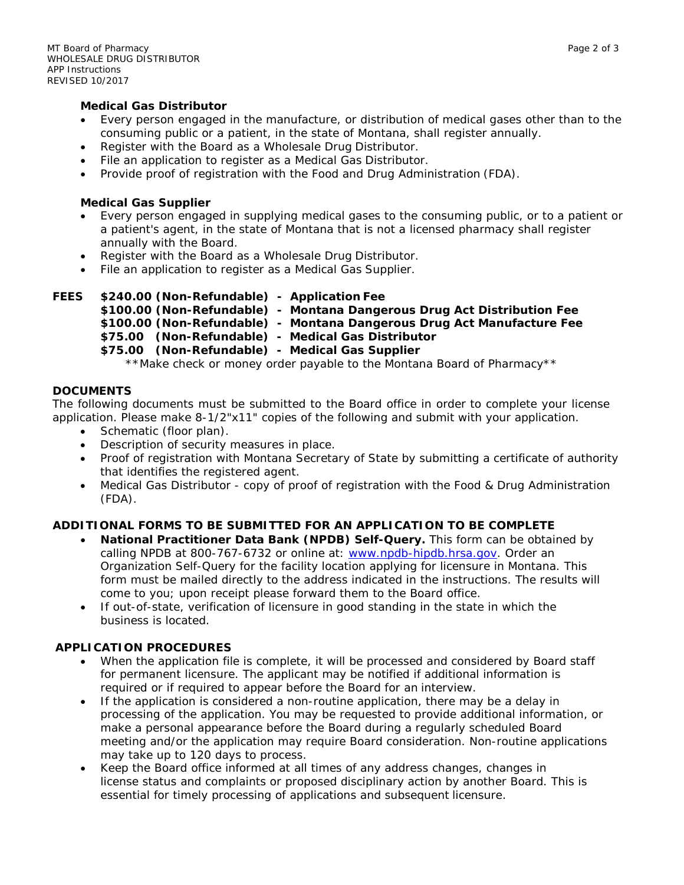**Medical Gas Distributor**

- Every person engaged in the manufacture, or distribution of medical gases other than to the consuming public or a patient, in the state of Montana, shall register annually.
- Register with the Board as a Wholesale Drug Distributor.
- File an application to register as a Medical Gas Distributor.
- Provide proof of registration with the Food and Drug Administration (FDA).

**Medical Gas Supplier**

- Every person engaged in supplying medical gases to the consuming public, or to a patient or a patient's agent, in the state of Montana that is not a licensed pharmacy shall register annually with the Board.
- Register with the Board as a Wholesale Drug Distributor.
- File an application to register as a Medical Gas Supplier.

**FEES**

**$240.00 (Non-Refundable) - Application Fee**
**$100.00 (Non-Refundable) - Montana Dangerous Drug Act Distribution Fee**
**$100.00 (Non-Refundable) - Montana Dangerous Drug Act Manufacture Fee**
**$75.00 (Non-Refundable) - Medical Gas Distributor**
**$75.00 (Non-Refundable) - Medical Gas Supplier**

**Make check or money order payable to the Montana Board of Pharmacy**

**DOCUMENTS**

The following documents must be submitted to the Board office in order to complete your license application. Please make 8-1/2"x11" copies of the following and submit with your application.

- Schematic (floor plan).
- Description of security measures in place.
- Proof of registration with Montana Secretary of State by submitting a certificate of authority that identifies the registered agent.
- Medical Gas Distributor - copy of proof of registration with the Food & Drug Administration (FDA).

**ADDITIONAL FORMS TO BE SUBMITTED FOR AN APPLICATION TO BE COMPLETE**

- **National Practitioner Data Bank (NPDB) Self-Query.** This form can be obtained by calling NPDB at 800-767-6732 or online at: [www.npdb-hipdb.hrsa.gov](http://www.npdb-hipdb.hrsa.gov). Order an Organization Self-Query for the facility location applying for licensure in Montana. This form must be mailed directly to the address indicated in the instructions. The results will come to you; upon receipt please forward them to the Board office.
- If out-of-state, verification of licensure in good standing in the state in which the business is located.

**APPLICATION PROCEDURES**

- When the application file is complete, it will be processed and considered by Board staff for permanent licensure. The applicant may be notified if additional information is required or if required to appear before the Board for an interview.
- If the application is considered a non-routine application, there may be a delay in processing of the application. You may be requested to provide additional information, or make a personal appearance before the Board during a regularly scheduled Board meeting and/or the application may require Board consideration. Non-routine applications may take up to 120 days to process.
- Keep the Board office informed at all times of any address changes, changes in license status and complaints or proposed disciplinary action by another Board. This is essential for timely processing of applications and subsequent licensure.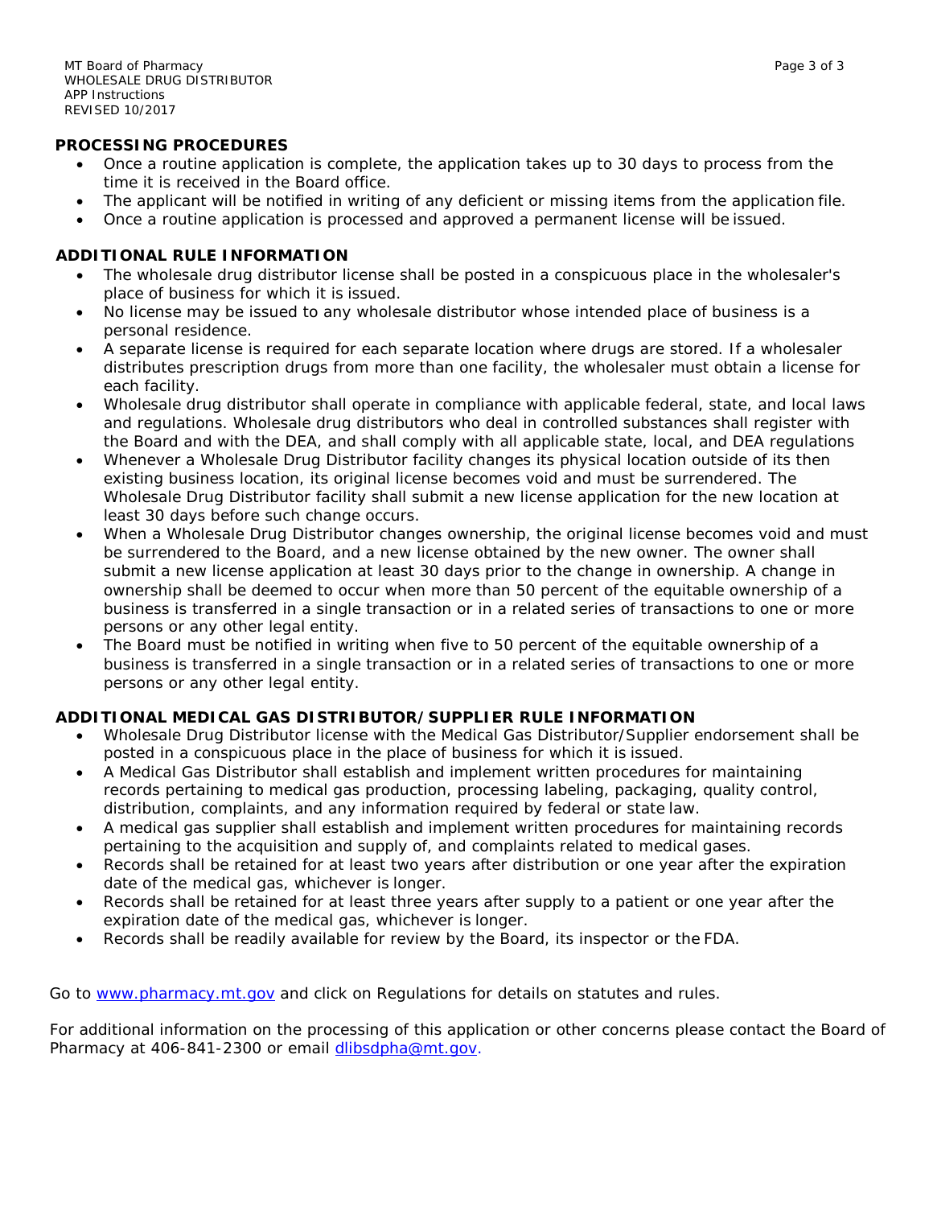## PROCESSING PROCEDURES

- Once a routine application is complete, the application takes up to 30 days to process from the time it is received in the Board office.
- The applicant will be notified in writing of any deficient or missing items from the application file.
- Once a routine application is processed and approved a permanent license will be issued.

## ADDITIONAL RULE INFORMATION

- The wholesale drug distributor license shall be posted in a conspicuous place in the wholesaler's place of business for which it is issued.
- No license may be issued to any wholesale distributor whose intended place of business is a personal residence.
- A separate license is required for each separate location where drugs are stored. If a wholesaler distributes prescription drugs from more than one facility, the wholesaler must obtain a license for each facility.
- Wholesale drug distributor shall operate in compliance with applicable federal, state, and local laws and regulations. Wholesale drug distributors who deal in controlled substances shall register with the Board and with the DEA, and shall comply with all applicable state, local, and DEA regulations
- Whenever a Wholesale Drug Distributor facility changes its physical location outside of its then existing business location, its original license becomes void and must be surrendered. The Wholesale Drug Distributor facility shall submit a new license application for the new location at least 30 days before such change occurs.
- When a Wholesale Drug Distributor changes ownership, the original license becomes void and must be surrendered to the Board, and a new license obtained by the new owner. The owner shall submit a new license application at least 30 days prior to the change in ownership. A change in ownership shall be deemed to occur when more than 50 percent of the equitable ownership of a business is transferred in a single transaction or in a related series of transactions to one or more persons or any other legal entity.
- The Board must be notified in writing when five to 50 percent of the equitable ownership of a business is transferred in a single transaction or in a related series of transactions to one or more persons or any other legal entity.

## ADDITIONAL MEDICAL GAS DISTRIBUTOR/SUPPLIER RULE INFORMATION

- Wholesale Drug Distributor license with the Medical Gas Distributor/Supplier endorsement shall be posted in a conspicuous place in the place of business for which it is issued.
- A Medical Gas Distributor shall establish and implement written procedures for maintaining records pertaining to medical gas production, processing labeling, packaging, quality control, distribution, complaints, and any information required by federal or state law.
- A medical gas supplier shall establish and implement written procedures for maintaining records pertaining to the acquisition and supply of, and complaints related to medical gases.
- Records shall be retained for at least two years after distribution or one year after the expiration date of the medical gas, whichever is longer.
- Records shall be retained for at least three years after supply to a patient or one year after the expiration date of the medical gas, whichever is longer.
- Records shall be readily available for review by the Board, its inspector or the FDA.

Go to www.pharmacy.mt.gov and click on Regulations for details on statutes and rules.

For additional information on the processing of this application or other concerns please contact the Board of Pharmacy at 406-841-2300 or email dlibsdpha@mt.gov.